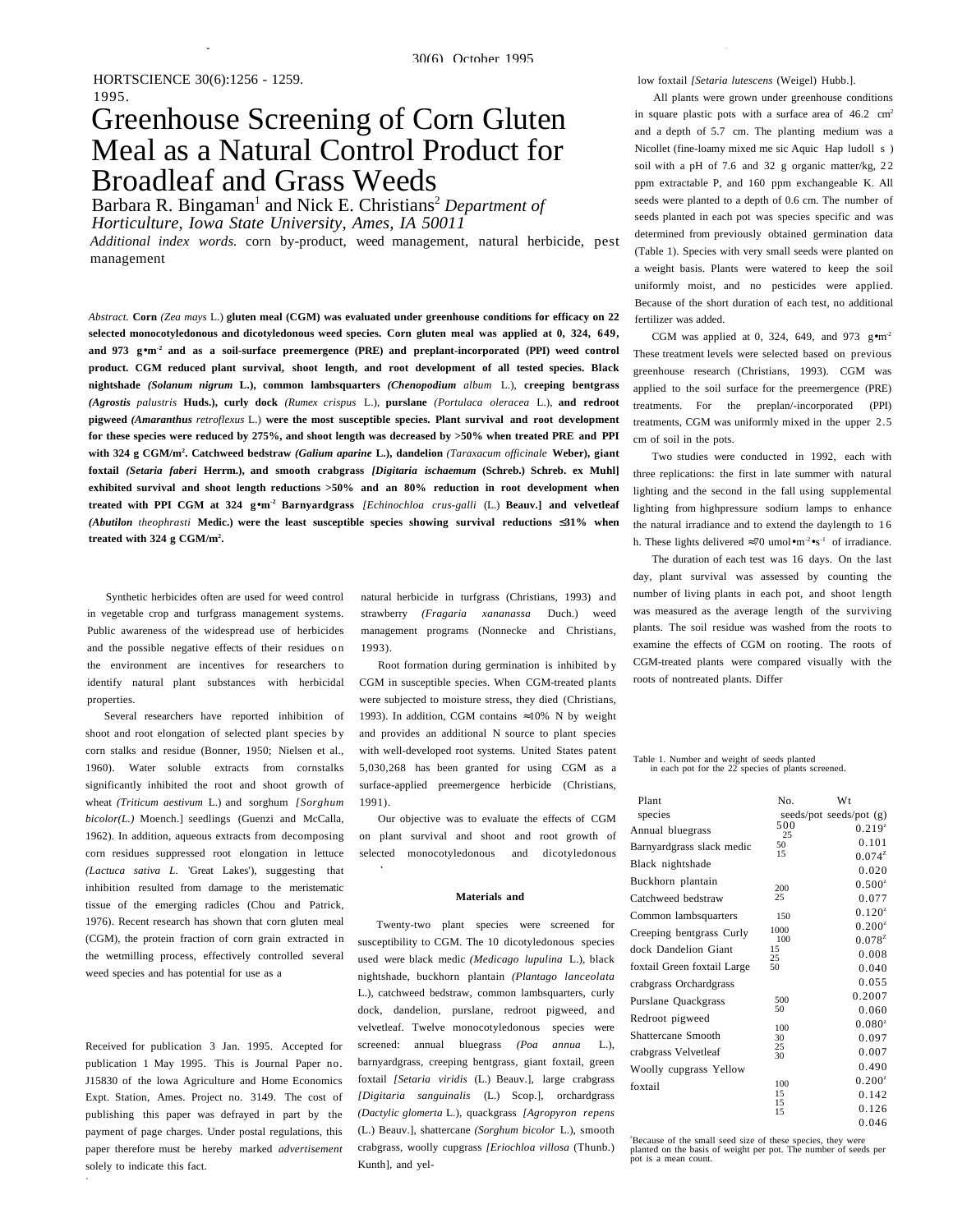HORTSCIENCE 30(6):1256 - 1259. 1995.

# Greenhouse Screening of Corn Gluten Meal as a Natural Control Product for Broadleaf and Grass Weeds

Barbara R. Bingaman[1] and Nick E. Christians[2] *Department of Horticulture, Iowa State University, Ames, IA 50011*

*Additional index words.* corn by-product, weed management, natural herbicide, pest management

*Abstract.* **Corn** *(Zea mays* L.) **gluten meal (CGM) was evaluated under greenhouse conditions for efficacy on 22 selected monocotyledonous and dicotyledonous weed species. Corn gluten meal was applied at 0, 324, 649, and 973 g•m$^{-2}$ and as a soil-surface preemergence (PRE) and preplant-incorporated (PPI) weed control product. CGM reduced plant survival, shoot length, and root development of all tested species. Black nightshade** *(Solanum nigrum* **L.), common lambsquarters** *(Chenopodium album* L.), **creeping bentgrass** *(Agrostis palustris* **Huds.), curly dock** *(Rumex crispus* L.), **purslane** *(Portulaca oleracea* L.), **and redroot pigweed** *(Amaranthus retroflexus* L.) **were the most susceptible species. Plant survival and root development for these species were reduced by ≥75%, and shoot length was decreased by >50% when treated PRE and PPI with 324 g CGM/m$^2$. Catchweed bedstraw** *(Galium aparine* **L.), dandelion** *(Taraxacum officinale* **Weber), giant foxtail** *(Setaria faberi* **Herrm.), and smooth crabgrass** *[Digitaria ischaemum* **(Schreb.) Schreb. ex Muhl] exhibited survival and shoot length reductions >50% and an 80% reduction in root development when treated with PPI CGM at 324 g•m$^{-2}$ Barnyardgrass** *[Echinochloa crus-galli* (L.) **Beauv.] and velvetleaf** *(Abutilon theophrasti* **Medic.) were the least susceptible species showing survival reductions ≤31% when treated with 324 g CGM/m$^2$.**

Synthetic herbicides often are used for weed control in vegetable crop and turfgrass management systems. Public awareness of the widespread use of herbicides and the possible negative effects of their residues on the environment are incentives for researchers to identify natural plant substances with herbicidal properties.

Several researchers have reported inhibition of shoot and root elongation of selected plant species by corn stalks and residue (Bonner, 1950; Nielsen et al., 1960). Water soluble extracts from cornstalks significantly inhibited the root and shoot growth of wheat *(Triticum aestivum* L.) and sorghum *[Sorghum bicolor(L.)* Moench.] seedlings (Guenzi and McCalla, 1962). In addition, aqueous extracts from decomposing corn residues suppressed root elongation in lettuce *(Lactuca sativa L.* 'Great Lakes'), suggesting that inhibition resulted from damage to the meristematic tissue of the emerging radicles (Chou and Patrick, 1976). Recent research has shown that corn gluten meal (CGM), the protein fraction of corn grain extracted in the wetmilling process, effectively controlled several weed species and has potential for use as a natural herbicide in turfgrass (Christians, 1993) and strawberry *(Fragaria xananassa* Duch.) weed management programs (Nonnecke and Christians, 1993).

Root formation during germination is inhibited by CGM in susceptible species. When CGM-treated plants were subjected to moisture stress, they died (Christians, 1993). In addition, CGM contains ≈10% N by weight and provides an additional N source to plant species with well-developed root systems. United States patent 5,030,268 has been granted for using CGM as a surface-applied preemergence herbicide (Christians, 1991).

Our objective was to evaluate the effects of CGM on plant survival and shoot and root growth of selected monocotyledonous and dicotyledonous

## Materials and

Twenty-two plant species were screened for susceptibility to CGM. The 10 dicotyledonous species used were black medic *(Medicago lupulina* L.), black nightshade, buckhorn plantain *(Plantago lanceolata* L.), catchweed bedstraw, common lambsquarters, curly dock, dandelion, purslane, redroot pigweed, and velvetleaf. Twelve monocotyledonous species were screened: annual bluegrass *(Poa annua* L.), barnyardgrass, creeping bentgrass, giant foxtail, green foxtail *[Setaria viridis* (L.) Beauv.], large crabgrass *[Digitaria sanguinalis* (L.) Scop.], orchardgrass *(Dactylic glomerta* L.), quackgrass *[Agropyron repens* (L.) Beauv.], shattercane *(Sorghum bicolor* L.), smooth crabgrass, woolly cupgrass *[Eriochloa villosa* (Thunb.) Kunth], and yellow foxtail *[Setaria lutescens* (Weigel) Hubb.].

All plants were grown under greenhouse conditions in square plastic pots with a surface area of 46.2 cm$^2$ and a depth of 5.7 cm. The planting medium was a Nicollet (fine-loamy mixed me sic Aquic Hap ludoll s ) soil with a pH of 7.6 and 32 g organic matter/kg, 22 ppm extractable P, and 160 ppm exchangeable K. All seeds were planted to a depth of 0.6 cm. The number of seeds planted in each pot was species specific and was determined from previously obtained germination data (Table 1). Species with very small seeds were planted on a weight basis. Plants were watered to keep the soil uniformly moist, and no pesticides were applied. Because of the short duration of each test, no additional fertilizer was added.

CGM was applied at 0, 324, 649, and 973 g•m$^{-2}$ These treatment levels were selected based on previous greenhouse research (Christians, 1993). CGM was applied to the soil surface for the preemergence (PRE) treatments. For the preplan/-incorporated (PPI) treatments, CGM was uniformly mixed in the upper 2.5 cm of soil in the pots.

Two studies were conducted in 1992, each with three replications: the first in late summer with natural lighting and the second in the fall using supplemental lighting from highpressure sodium lamps to enhance the natural irradiance and to extend the daylength to 16 h. These lights delivered ≈70 umol•m$^{-2}$•s$^{-1}$ of irradiance.

The duration of each test was 16 days. On the last day, plant survival was assessed by counting the number of living plants in each pot, and shoot length was measured as the average length of the surviving plants. The soil residue was washed from the roots to examine the effects of CGM on rooting. The roots of CGM-treated plants were compared visually with the roots of nontreated plants. Differ

Table 1. Number and weight of seeds planted in each pot for the 22 species of plants screened.

| Plant species | No. seeds/pot | Wt seeds/pot (g) |
|---|---|---|
| Annual bluegrass | 500 | 0.219[z] |
| Barnyardgrass | 25 | 0.101 |
| Black medic | 50 | 0.074[z] |
| Black nightshade | 15 | 0.020 |
| Buckhorn plantain | 200 | 0.500[z] |
| Catchweed bedstraw | 25 | 0.077 |
| Common lambsquarters | 150 | 0.120[z] |
| Creeping bentgrass | 1000 | 0.200[z] |
| Curly dock | 100 | 0.078[z] |
| Dandelion | 15 | 0.008 |
| Giant foxtail | 25 | 0.040 |
| Green foxtail | 50 | 0.055 |
| Large crabgrass | 500 | 0.200[z] |
| Orchardgrass | 50 | 0.060 |
| Purslane | 100 | 0.080[z] |
| Quackgrass | 30 | 0.097 |
| Redroot pigweed | 25 | 0.007 |
| Shattercane | 30 | 0.490 |
| Smooth crabgrass | 100 | 0.200[z] |
| Velvetleaf | 15 | 0.142 |
| Woolly cupgrass | 15 | 0.126 |
| Yellow foxtail | 15 | 0.046 |

[z]Because of the small seed size of these species, they were planted on the basis of weight per pot. The number of seeds per pot is a mean count.

Received for publication 3 Jan. 1995. Accepted for publication 1 May 1995. This is Journal Paper no. J15830 of the lowa Agriculture and Home Economics Expt. Station, Ames. Project no. 3149. The cost of publishing this paper was defrayed in part by the payment of page charges. Under postal regulations, this paper therefore must be hereby marked *advertisement* solely to indicate this fact.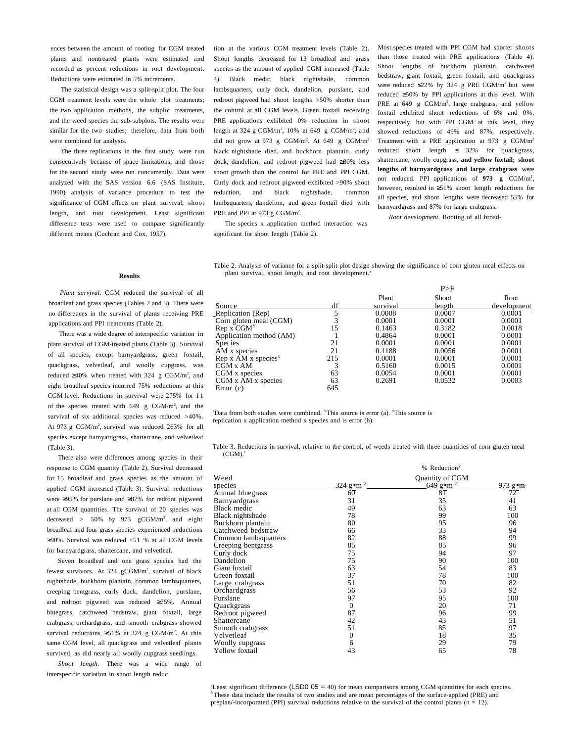ences between the amount of rooting for CGM treated plants and nontreated plants were estimated and recorded as percent reductions in root development. Reductions were estimated in 5% increments.

The statistical design was a split-split plot. The four CGM treatment levels were the whole plot treatments; the two application methods, the subplot treatments, and the weed species the sub-subplots. The results were similar for the two studies; therefore, data from both were combined for analysis.

The three replications in the first study were run consecutively because of space limitations, and those for the second study were run concurrently. Data were analyzed with the SAS version 6.6 (SAS Institute, 1990) analysis of variance procedure to test the significance of CGM effects on plant survival, shoot length, and root development. Least significant difference tests were used to compare significantly different means (Cochran and Cox, 1957).

### Results

*Plant survival.* CGM reduced the survival of all broadleaf and grass species (Tables 2 and 3). There were no differences in the survival of plants receiving PRE applications and PPI treatments (Table 2).

There was a wide degree of interspecific variation in plant survival of CGM-treated plants (Table 3). Survival of all species, except barnyardgrass, green foxtail, quackgrass, velvetleaf, and woolly cupgrass, was reduced ≥40% when treated with 324 g CGM/m², and eight broadleaf species incurred 75% reductions at this CGM level. Reductions in survival were ≥75% for 11 of the species treated with 649 g CGM/m², and the survival of six additional species was reduced >40%. At 973 g CGM/m², survival was reduced ≥63% for all species except barnyardgrass, shattercane, and velvetleaf (Table 3).

There also were differences among species in their response to CGM quantity (Table 2). Survival decreased for 15 broadleaf and grass species as the amount of applied CGM increased (Table 3). Survival reductions were ≥95% for purslane and ≥87% for redroot pigweed at all CGM quantities. The survival of 20 species was decreased > 50% by 973 gCGM/m², and eight broadleaf and four grass species experienced reductions ≥90%. Survival was reduced <51 % at all CGM levels for barnyardgrass, shattercane, and velvetleaf.

Seven broadleaf and one grass species had the fewest survivors. At 324 gCGM/m², survival of black nightshade, buckhorn plantain, common lambsquarters, creeping bentgrass, curly dock, dandelion, purslane, and redroot pigweed was reduced ≥75%. Annual bluegrass, catchweed bedstraw, giant foxtail, large crabgrass, orchardgrass, and smooth crabgrass showed survival reductions ≥51% at 324 g CGM/m². At this same CGM level, all quackgrass and velvetleaf plants survived, as did nearly all woolly cupgrass seedlings.

*Shoot length.* There was a wide range of interspecific variation in shoot length reduction at the various CGM treatment levels (Table 2). Shoot lengths decreased for 13 broadleaf and grass species as the amount of applied CGM increased (Table 4). Black medic, black nightshade, common lambsquarters, curly dock, dandelion, purslane, and redroot pigweed had shoot lengths >50% shorter than the control at all CGM levels. Green foxtail receiving PRE applications exhibited 0% reduction in shoot length at 324 g CGM/m², 10% at 649 g CGM/m², and did not grow at 973 g CGM/m². At 649 g CGM/m² black nightshade died, and buckhorn plantain, curly dock, dandelion, and redroot pigweed had ≥80% less shoot growth than the control for PRE and PPI CGM. Curly dock and redroot pigweed exhibited >90% shoot reduction, and black nightshade, common lambsquarters, dandelion, and green foxtail died with PRE and PPI at 973 g CGM/m².

The species x application method interaction was significant for shoot length (Table 2). Most species treated with PPI CGM had shorter shoots than those treated with PRE applications (Table 4). Shoot lengths of buckhorn plantain, catchweed bedstraw, giant foxtail, green foxtail, and quackgrass were reduced ≤22% by 324 g PRE CGM/m² but were reduced ≥50% by PPI applications at this level. With PRE at 649 g CGM/m², large crabgrass, and yellow foxtail exhibited shoot reductions of 6% and 0%, respectively, but with PPI CGM at this level, they showed reductions of 49% and 87%, respectively. Treatment with a PRE application at 973 g CGM/m² reduced shoot length ≤ 32% for quackgrass, shattercane, woolly cupgrass, **and yellow foxtail; shoot lengths of barnyardgrass and large crabgrass** were not reduced. PPI applications of **973 g** CGM/m², however, resulted in ≥51% shoot length reductions for all species, and shoot lengths were decreased 55% for barnyardgrass and 87% for large crabgrass.

*Root development.* Rooting of all broad-

Table 2. Analysis of variance for a split-split-plot design showing the significance of corn gluten meal effects on plant survival, shoot length, and root development.[z]

| | | P>F | | |
|---|---|---|---|---|
| Source | df | Plant survival | Shoot length | Root development |
| Replication (Rep) | 5 | 0.0008 | 0.0007 | 0.0001 |
| Corn gluten meal (CGM) | 3 | 0.0001 | 0.0001 | 0.0001 |
| Rep x CGM[Y] | 15 | 0.1463 | 0.3182 | 0.0018 |
| Application method (AM) | 1 | 0.4864 | 0.0001 | 0.0001 |
| Species | 21 | 0.0001 | 0.0001 | 0.0001 |
| AM x species | 21 | 0.1188 | 0.0056 | 0.0001 |
| Rep x AM x species[x] | 215 | 0.0001 | 0.0001 | 0.0001 |
| CGM x AM | 3 | 0.5160 | 0.0015 | 0.0001 |
| CGM x species | 63 | 0.0054 | 0.0001 | 0.0001 |
| CGM x AM x species | 63 | 0.2691 | 0.0532 | 0.0003 |
| Error (c) | 645 | | | |

[z]Data from both studies were combined. [Y]This source is error (a). [x]This source is replication x application method x species and is error (b).

Table 3. Reductions in survival, relative to tbe control, of weeds treated with three quantities of corn gluten meal (CGM).[z]

| | % Reduction[Y] | | |
|---|---|---|---|
| Weed | Quantity of CGM | | |
| species | 324 g•m⁻² | 649 g•m⁻² | 973 g•m⁻² |
| Annual bluegrass | 60 | 81 | 72 |
| Barnyardgrass | 31 | 35 | 41 |
| Black medic | 49 | 63 | 63 |
| Black nightshade | 78 | 99 | 100 |
| Buckhorn plantain | 80 | 95 | 96 |
| Catchweed bedstraw | 66 | 33 | 94 |
| Common lambsquarters | 82 | 88 | 99 |
| Creeping bentgrass | 85 | 85 | 96 |
| Curly dock | 75 | 94 | 97 |
| Dandelion | 75 | 90 | 100 |
| Giant foxtail | 63 | 54 | 83 |
| Green foxtail | 37 | 78 | 100 |
| Large crabgrass | 51 | 70 | 82 |
| Orchardgrass | 56 | 53 | 92 |
| Purslane | 97 | 95 | 100 |
| Quackgrass | 0 | 20 | 71 |
| Redroot pigweed | 87 | 96 | 99 |
| Shattercane | 42 | 43 | 51 |
| Smooth crabgrass | 51 | 85 | 97 |
| Velvetleaf | 0 | 18 | 35 |
| Woolly cupgrass | 6 | 29 | 79 |
| Yellow foxtail | 43 | 65 | 78 |

[z]Least significant difference (LSD0 05 = 40) for mean comparisons among CGM quantities for each species.
[Y]These data include the results of two studies and are mean percentages of the surface-applied (PRE) and preplan/-incorporated (PPI) survival reductions relative to tbe survival of the control plants (n = 12).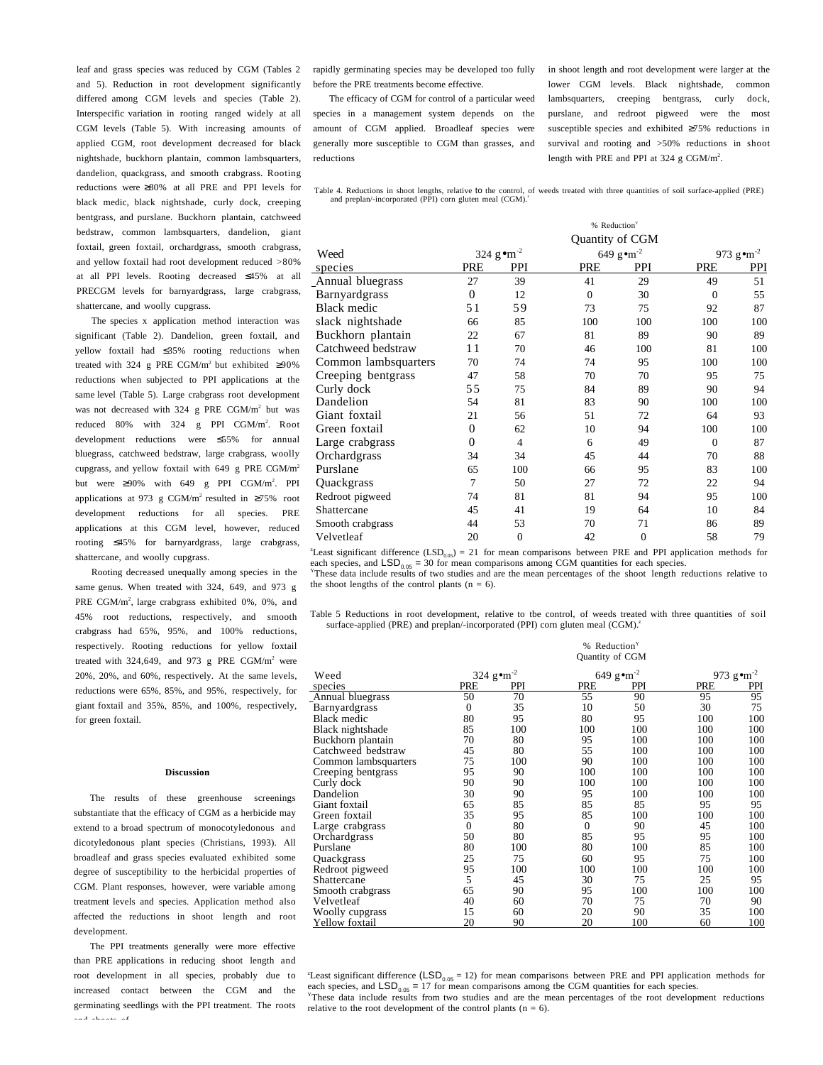leaf and grass species was reduced by CGM (Tables 2 and 5). Reduction in root development significantly differed among CGM levels and species (Table 2). Interspecific variation in rooting ranged widely at all CGM levels (Table 5). With increasing amounts of applied CGM, root development decreased for black nightshade, buckhorn plantain, common lambsquarters, dandelion, quackgrass, and smooth crabgrass. Rooting reductions were ≥80% at all PRE and PPI levels for black medic, black nightshade, curly dock, creeping bentgrass, and purslane. Buckhorn plantain, catchweed bedstraw, common lambsquarters, dandelion, giant foxtail, green foxtail, orchardgrass, smooth crabgrass, and yellow foxtail had root development reduced >80% at all PPI levels. Rooting decreased ≤45% at all PRECGM levels for barnyardgrass, large crabgrass, shattercane, and woolly cupgrass.

The species x application method interaction was significant (Table 2). Dandelion, green foxtail, and yellow foxtail had ≤35% rooting reductions when treated with 324 g PRE CGM/m² but exhibited ≥90% reductions when subjected to PPI applications at the same level (Table 5). Large crabgrass root development was not decreased with 324 g PRE CGM/m² but was reduced 80% with 324 g PPI CGM/m². Root development reductions were ≤55% for annual bluegrass, catchweed bedstraw, large crabgrass, woolly cupgrass, and yellow foxtail with 649 g PRE CGM/m² but were ≥90% with 649 g PPI CGM/m². PPI applications at 973 g CGM/m² resulted in ≥75% root development reductions for all species. PRE applications at this CGM level, however, reduced rooting ≤45% for barnyardgrass, large crabgrass, shattercane, and woolly cupgrass.

Rooting decreased unequally among species in the same genus. When treated with 324, 649, and 973 g PRE CGM/m², large crabgrass exhibited 0%, 0%, and 45% root reductions, respectively, and smooth crabgrass had 65%, 95%, and 100% reductions, respectively. Rooting reductions for yellow foxtail treated with 324,649, and 973 g PRE CGM/m² were 20%, 20%, and 60%, respectively. At the same levels, reductions were 65%, 85%, and 95%, respectively, for giant foxtail and 35%, 85%, and 100%, respectively, for green foxtail.

## Discussion

The results of these greenhouse screenings substantiate that the efficacy of CGM as a herbicide may extend to a broad spectrum of monocotyledonous and dicotyledonous plant species (Christians, 1993). All broadleaf and grass species evaluated exhibited some degree of susceptibility to the herbicidal properties of CGM. Plant responses, however, were variable among treatment levels and species. Application method also affected the reductions in shoot length and root development.

The PPI treatments generally were more effective than PRE applications in reducing shoot length and root development in all species, probably due to increased contact between the CGM and the germinating seedlings with the PPI treatment. The roots and shoots of rapidly germinating species may be developed too fully before the PRE treatments become effective.

The efficacy of CGM for control of a particular weed species in a management system depends on the amount of CGM applied. Broadleaf species were generally more susceptible to CGM than grasses, and reductions in shoot length and root development were larger at the lower CGM levels. Black nightshade, common lambsquarters, creeping bentgrass, curly dock, purslane, and redroot pigweed were the most susceptible species and exhibited ≥75% reductions in survival and rooting and >50% reductions in shoot length with PRE and PPI at 324 g CGM/m².

Table 4. Reductions in shoot lengths, relative to the control, of weeds treated with three quantities of soil surface-applied (PRE) and preplan/-incorporated (PPI) corn gluten meal (CGM).[z]

| | % Reduction[y] | | | | | |
|---|---|---|---|---|---|---|
| | Quantity of CGM | | | | | |
| Weed | $324\ g{\bullet}m^{-2}$ | | $649\ g{\bullet}m^{-2}$ | | $973\ g{\bullet}m^{-2}$ | |
| species | PRE | PPI | PRE | PPI | PRE | PPI |
| Annual bluegrass | 27 | 39 | 41 | 29 | 49 | 51 |
| Barnyardgrass | 0 | 12 | 0 | 30 | 0 | 55 |
| Black medic | 51 | 59 | 73 | 75 | 92 | 87 |
| slack nightshade | 66 | 85 | 100 | 100 | 100 | 100 |
| Buckhorn plantain | 22 | 67 | 81 | 89 | 90 | 89 |
| Catchweed bedstraw | 11 | 70 | 46 | 100 | 81 | 100 |
| Common lambsquarters | 70 | 74 | 74 | 95 | 100 | 100 |
| Creeping bentgrass | 47 | 58 | 70 | 70 | 95 | 75 |
| Curly dock | 55 | 75 | 84 | 89 | 90 | 94 |
| Dandelion | 54 | 81 | 83 | 90 | 100 | 100 |
| Giant foxtail | 21 | 56 | 51 | 72 | 64 | 93 |
| Green foxtail | 0 | 62 | 10 | 94 | 100 | 100 |
| Large crabgrass | 0 | 4 | 6 | 49 | 0 | 87 |
| Orchardgrass | 34 | 34 | 45 | 44 | 70 | 88 |
| Purslane | 65 | 100 | 66 | 95 | 83 | 100 |
| Quackgrass | 7 | 50 | 27 | 72 | 22 | 94 |
| Redroot pigweed | 74 | 81 | 81 | 94 | 95 | 100 |
| Shattercane | 45 | 41 | 19 | 64 | 10 | 84 |
| Smooth crabgrass | 44 | 53 | 70 | 71 | 86 | 89 |
| Velvetleaf | 20 | 0 | 42 | 0 | 58 | 79 |

[z]Least significant difference ($LSD_{0.05}$) = 21 for mean comparisons between PRE and PPI application methods for each species, and $LSD_{0.05}$ = 30 for mean comparisons among CGM quantities for each species.
[y]These data include results of two studies and are the mean percentages of the shoot length reductions relative to the shoot lengths of the control plants (n = 6).

Table 5 Reductions in root development, relative to the control, of weeds treated with three quantities of soil surface-applied (PRE) and preplan/-incorporated (PPI) corn gluten meal (CGM).[z]

| | % Reduction[y] | | | | | |
|---|---|---|---|---|---|---|
| | Quantity of CGM | | | | | |
| Weed | $324\ g{\bullet}m^{-2}$ | | $649\ g{\bullet}m^{-2}$ | | $973\ g{\bullet}m^{-2}$ | |
| species | PRE | PPI | PRE | PPI | PRE | PPI |
| Annual bluegrass | 50 | 70 | 55 | 90 | 95 | 95 |
| Barnyardgrass | 0 | 35 | 10 | 50 | 30 | 75 |
| Black medic | 80 | 95 | 80 | 95 | 100 | 100 |
| Black nightshade | 85 | 100 | 100 | 100 | 100 | 100 |
| Buckhorn plantain | 70 | 80 | 95 | 100 | 100 | 100 |
| Catchweed bedstraw | 45 | 80 | 55 | 100 | 100 | 100 |
| Common lambsquarters | 75 | 100 | 90 | 100 | 100 | 100 |
| Creeping bentgrass | 95 | 90 | 100 | 100 | 100 | 100 |
| Curly dock | 90 | 90 | 100 | 100 | 100 | 100 |
| Dandelion | 30 | 90 | 95 | 100 | 100 | 100 |
| Giant foxtail | 65 | 85 | 85 | 85 | 95 | 95 |
| Green foxtail | 35 | 95 | 85 | 100 | 100 | 100 |
| Large crabgrass | 0 | 80 | 0 | 90 | 45 | 100 |
| Orchardgrass | 50 | 80 | 85 | 95 | 95 | 100 |
| Purslane | 80 | 100 | 80 | 100 | 85 | 100 |
| Quackgrass | 25 | 75 | 60 | 95 | 75 | 100 |
| Redroot pigweed | 95 | 100 | 100 | 100 | 100 | 100 |
| Shattercane | 5 | 45 | 30 | 75 | 25 | 95 |
| Smooth crabgrass | 65 | 90 | 95 | 100 | 100 | 100 |
| Velvetleaf | 40 | 60 | 70 | 75 | 70 | 90 |
| Woolly cupgrass | 15 | 60 | 20 | 90 | 35 | 100 |
| Yellow foxtail | 20 | 90 | 20 | 100 | 60 | 100 |

[z]Least significant difference ($LSD_{0.05}$ = 12) for mean comparisons between PRE and PPI application methods for each species, and $LSD_{0.05}$ = 17 for mean comparisons among the CGM quantities for each species.
[y]These data include results from two studies and are the mean percentages of the root development reductions relative to the root development of the control plants (n = 6).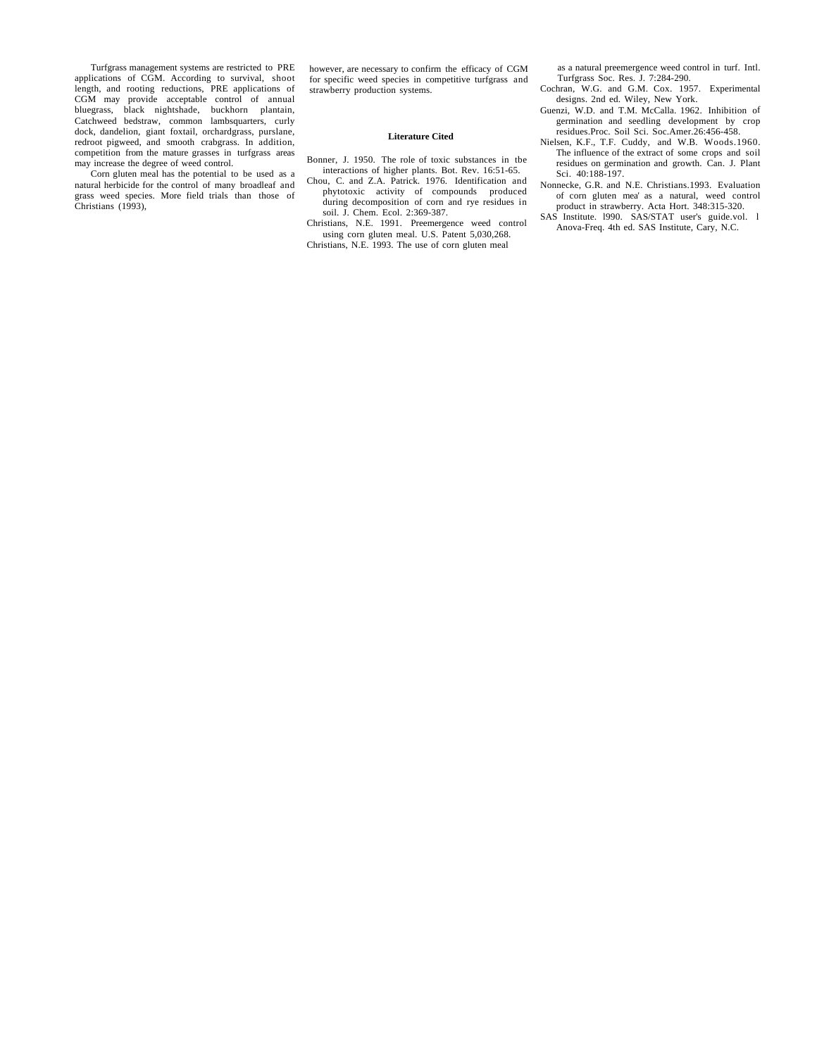Turfgrass management systems are restricted to PRE applications of CGM. According to survival, shoot length, and rooting reductions, PRE applications of CGM may provide acceptable control of annual bluegrass, black nightshade, buckhorn plantain, Catchweed bedstraw, common lambsquarters, curly dock, dandelion, giant foxtail, orchardgrass, purslane, redroot pigweed, and smooth crabgrass. In addition, competition from the mature grasses in turfgrass areas may increase the degree of weed control.

Corn gluten meal has the potential to be used as a natural herbicide for the control of many broadleaf and grass weed species. More field trials than those of Christians (1993), however, are necessary to confirm the efficacy of CGM for specific weed species in competitive turfgrass and strawberry production systems.

## Literature Cited

Bonner, J. 1950. The role of toxic substances in tbe interactions of higher plants. Bot. Rev. 16:51-65.

Chou, C. and Z.A. Patrick. 1976. Identification and phytotoxic activity of compounds produced during decomposition of corn and rye residues in soil. J. Chem. Ecol. 2:369-387.

Christians, N.E. 1991. Preemergence weed control using corn gluten meal. U.S. Patent 5,030,268.

Christians, N.E. 1993. The use of corn gluten meal as a natural preemergence weed control in turf. Intl. Turfgrass Soc. Res. J. 7:284-290.

Cochran, W.G. and G.M. Cox. 1957. Experimental designs. 2nd ed. Wiley, New York.

Guenzi, W.D. and T.M. McCalla. 1962. Inhibition of germination and seedling development by crop residues.Proc. Soil Sci. Soc.Amer.26:456-458.

Nielsen, K.F., T.F. Cuddy, and W.B. Woods.1960. The influence of the extract of some crops and soil residues on germination and growth. Can. J. Plant Sci. 40:188-197.

Nonnecke, G.R. and N.E. Christians.1993. Evaluation of corn gluten mea' as a natural, weed control product in strawberry. Acta Hort. 348:315-320.

SAS Institute. l990. SAS/STAT user's guide.vol. l Anova-Freq. 4th ed. SAS Institute, Cary, N.C.